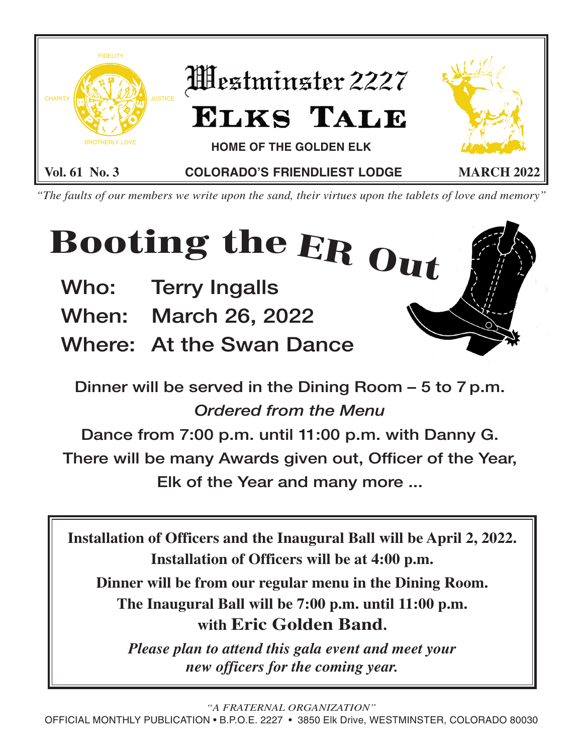# Westminster 2227 Elks Tale

**HOME OF THE GOLDEN ELK**

**Vol. 61 No. 3** | **COLORADO'S FRIENDLIEST LODGE** | **MARCH 2022**

FIDELITY — CHARITY — JUSTICE — BROTHERLY LOVE

*"The faults of our members we write upon the sand, their virtues upon the tablets of love and memory"*

# Booting the ER Out

**Who:** Terry Ingalls

**When:** March 26, 2022

**Where:** At the Swan Dance

Dinner will be served in the Dining Room – 5 to 7 p.m.

*Ordered from the Menu*

Dance from 7:00 p.m. until 11:00 p.m. with Danny G.

There will be many Awards given out, Officer of the Year, Elk of the Year and many more ...

---

**Installation of Officers and the Inaugural Ball will be April 2, 2022.**

**Installation of Officers will be at 4:00 p.m.**

**Dinner will be from our regular menu in the Dining Room.**

**The Inaugural Ball will be 7:00 p.m. until 11:00 p.m. with Eric Golden Band.**

***Please plan to attend this gala event and meet your new officers for the coming year.***

---

*"A FRATERNAL ORGANIZATION"*

OFFICIAL MONTHLY PUBLICATION • B.P.O.E. 2227 • 3850 Elk Drive, WESTMINSTER, COLORADO 80030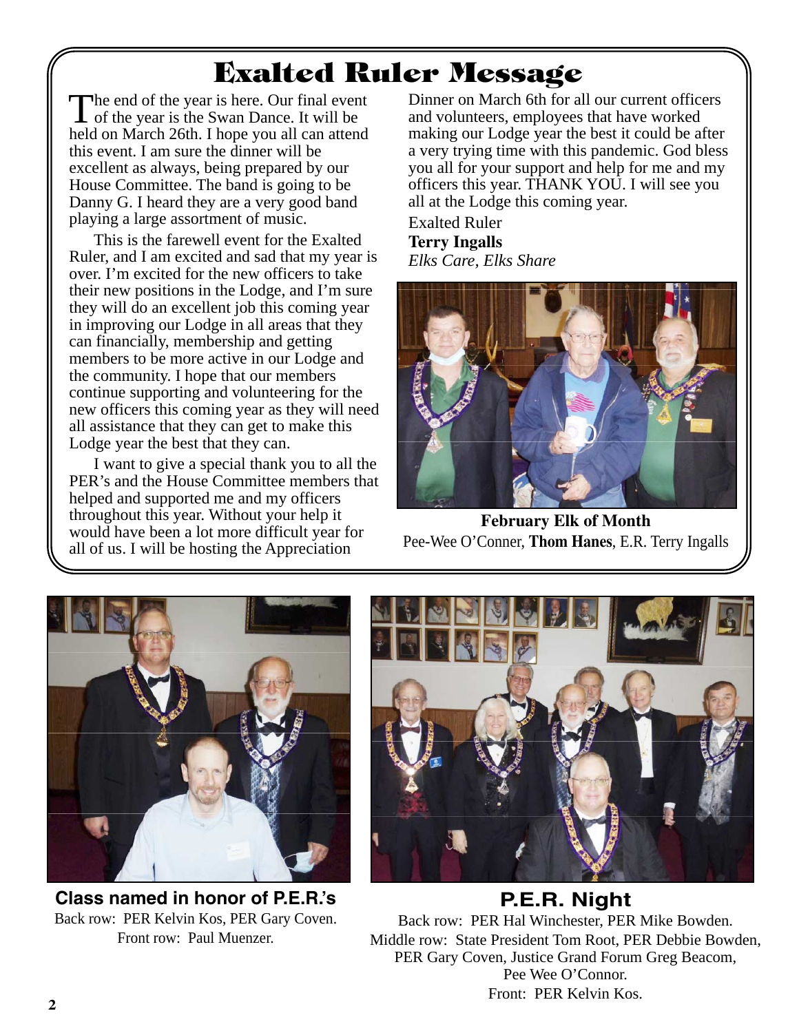# Exalted Ruler Message

The end of the year is here. Our final event of the year is the Swan Dance. It will be held on March 26th. I hope you all can attend this event. I am sure the dinner will be excellent as always, being prepared by our House Committee. The band is going to be Danny G. I heard they are a very good band playing a large assortment of music.

This is the farewell event for the Exalted Ruler, and I am excited and sad that my year is over. I'm excited for the new officers to take their new positions in the Lodge, and I'm sure they will do an excellent job this coming year in improving our Lodge in all areas that they can financially, membership and getting members to be more active in our Lodge and the community. I hope that our members continue supporting and volunteering for the new officers this coming year as they will need all assistance that they can get to make this Lodge year the best that they can.

I want to give a special thank you to all the PER's and the House Committee members that helped and supported me and my officers throughout this year. Without your help it would have been a lot more difficult year for all of us. I will be hosting the Appreciation Dinner on March 6th for all our current officers and volunteers, employees that have worked making our Lodge year the best it could be after a very trying time with this pandemic. God bless you all for your support and help for me and my officers this year. THANK YOU. I will see you all at the Lodge this coming year.

Exalted Ruler
**Terry Ingalls**
*Elks Care, Elks Share*

**February Elk of Month**
Pee-Wee O'Conner, **Thom Hanes**, E.R. Terry Ingalls

**Class named in honor of P.E.R.'s**
Back row: PER Kelvin Kos, PER Gary Coven.
Front row: Paul Muenzer.

**P.E.R. Night**
Back row: PER Hal Winchester, PER Mike Bowden.
Middle row: State President Tom Root, PER Debbie Bowden, PER Gary Coven, Justice Grand Forum Greg Beacom, Pee Wee O'Connor.
Front: PER Kelvin Kos.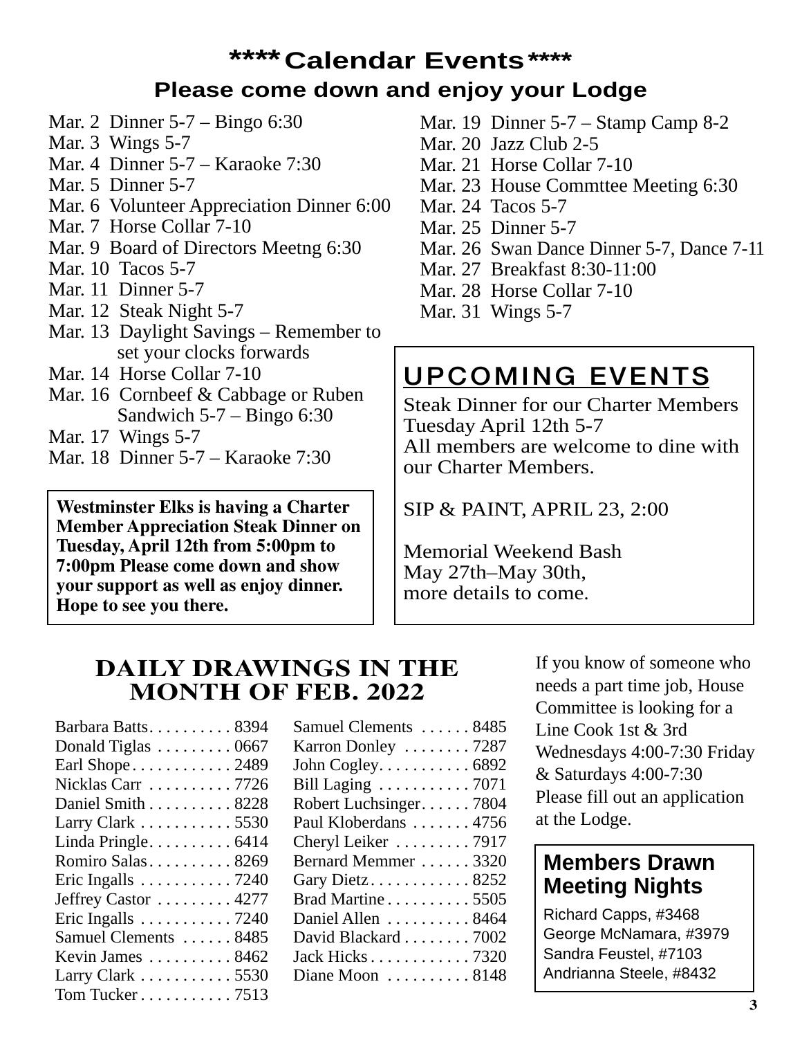# \*\*\*\* Calendar Events \*\*\*\*

## Please come down and enjoy your Lodge

Mar. 2 Dinner 5-7 – Bingo 6:30
Mar. 3 Wings 5-7
Mar. 4 Dinner 5-7 – Karaoke 7:30
Mar. 5 Dinner 5-7
Mar. 6 Volunteer Appreciation Dinner 6:00
Mar. 7 Horse Collar 7-10
Mar. 9 Board of Directors Meetng 6:30
Mar. 10 Tacos 5-7
Mar. 11 Dinner 5-7
Mar. 12 Steak Night 5-7
Mar. 13 Daylight Savings – Remember to set your clocks forwards
Mar. 14 Horse Collar 7-10
Mar. 16 Cornbeef & Cabbage or Ruben Sandwich 5-7 – Bingo 6:30
Mar. 17 Wings 5-7
Mar. 18 Dinner 5-7 – Karaoke 7:30
Mar. 19 Dinner 5-7 – Stamp Camp 8-2
Mar. 20 Jazz Club 2-5
Mar. 21 Horse Collar 7-10
Mar. 23 House Commttee Meeting 6:30
Mar. 24 Tacos 5-7
Mar. 25 Dinner 5-7
Mar. 26 Swan Dance Dinner 5-7, Dance 7-11
Mar. 27 Breakfast 8:30-11:00
Mar. 28 Horse Collar 7-10
Mar. 31 Wings 5-7

**Westminster Elks is having a Charter Member Appreciation Steak Dinner on Tuesday, April 12th from 5:00pm to 7:00pm Please come down and show your support as well as enjoy dinner. Hope to see you there.**

## UPCOMING EVENTS

Steak Dinner for our Charter Members
Tuesday April 12th 5-7
All members are welcome to dine with our Charter Members.

SIP & PAINT, APRIL 23, 2:00

Memorial Weekend Bash
May 27th–May 30th,
more details to come.

## DAILY DRAWINGS IN THE MONTH OF FEB. 2022

| Name | Number |
|---|---|
| Barbara Batts | 8394 |
| Donald Tiglas | 0667 |
| Earl Shope | 2489 |
| Nicklas Carr | 7726 |
| Daniel Smith | 8228 |
| Larry Clark | 5530 |
| Linda Pringle | 6414 |
| Romiro Salas | 8269 |
| Eric Ingalls | 7240 |
| Jeffrey Castor | 4277 |
| Eric Ingalls | 7240 |
| Samuel Clements | 8485 |
| Kevin James | 8462 |
| Larry Clark | 5530 |
| Tom Tucker | 7513 |
| Samuel Clements | 8485 |
| Karron Donley | 7287 |
| John Cogley | 6892 |
| Bill Laging | 7071 |
| Robert Luchsinger | 7804 |
| Paul Kloberdans | 4756 |
| Cheryl Leiker | 7917 |
| Bernard Memmer | 3320 |
| Gary Dietz | 8252 |
| Brad Martine | 5505 |
| Daniel Allen | 8464 |
| David Blackard | 7002 |
| Jack Hicks | 7320 |
| Diane Moon | 8148 |

If you know of someone who needs a part time job, House Committee is looking for a Line Cook 1st & 3rd Wednesdays 4:00-7:30 Friday & Saturdays 4:00-7:30 Please fill out an application at the Lodge.

## Members Drawn Meeting Nights

Richard Capps, #3468
George McNamara, #3979
Sandra Feustel, #7103
Andrianna Steele, #8432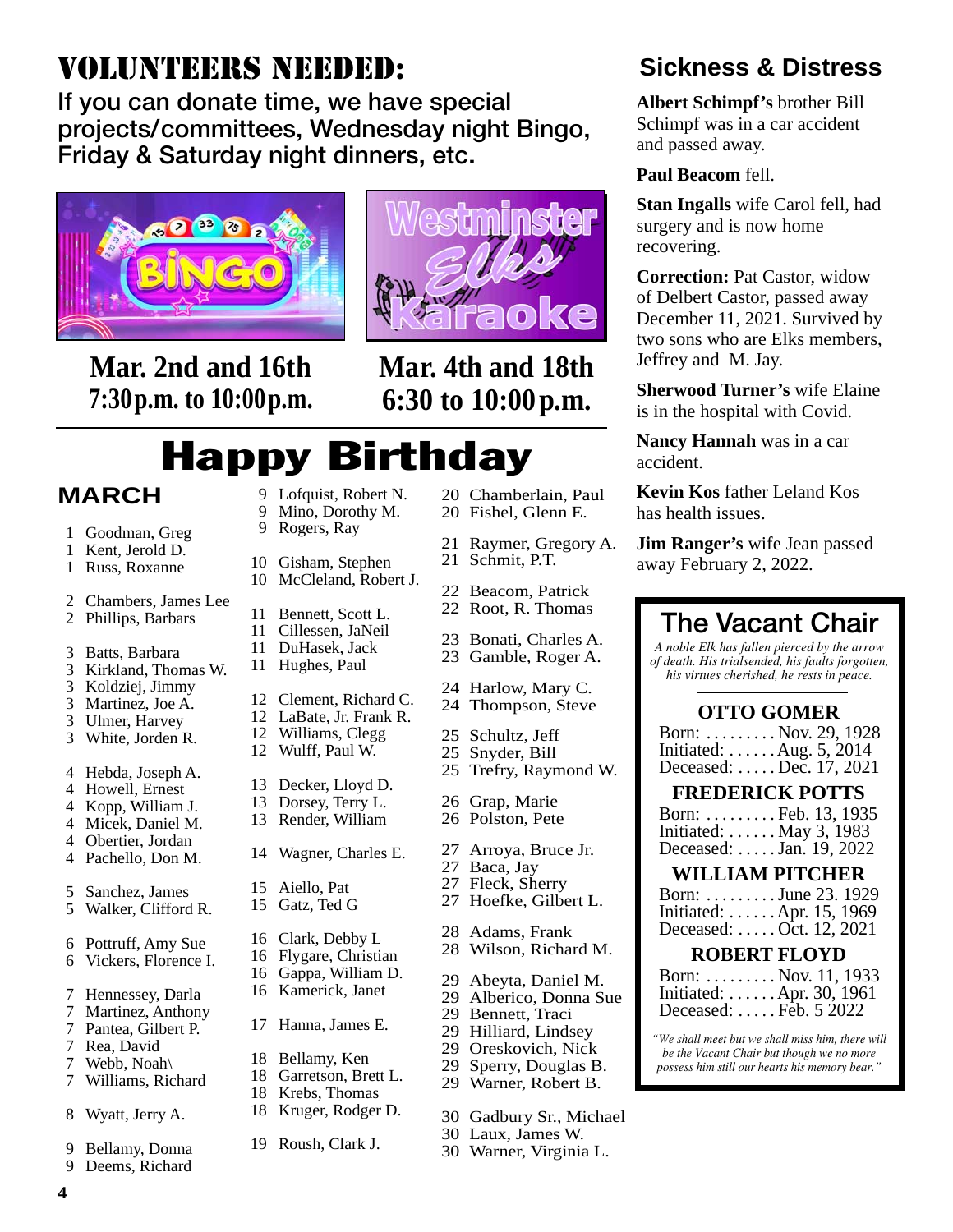# VOLUNTEERS NEEDED:

**If you can donate time, we have special projects/committees, Wednesday night Bingo, Friday & Saturday night dinners, etc.**

**Mar. 2nd and 16th**
**7:30 p.m. to 10:00 p.m.**

**Mar. 4th and 18th**
**6:30 to 10:00 p.m.**

# Happy Birthday

## MARCH

1 Goodman, Greg
1 Kent, Jerold D.
1 Russ, Roxanne

2 Chambers, James Lee
2 Phillips, Barbars

3 Batts, Barbara
3 Kirkland, Thomas W.
3 Koldziej, Jimmy
3 Martinez, Joe A.
3 Ulmer, Harvey
3 White, Jorden R.

4 Hebda, Joseph A.
4 Howell, Ernest
4 Kopp, William J.
4 Micek, Daniel M.
4 Obertier, Jordan
4 Pachello, Don M.

5 Sanchez, James
5 Walker, Clifford R.

6 Pottruff, Amy Sue
6 Vickers, Florence I.

7 Hennessey, Darla
7 Martinez, Anthony
7 Pantea, Gilbert P.
7 Rea, David
7 Webb, Noah\
7 Williams, Richard

8 Wyatt, Jerry A.

9 Bellamy, Donna
9 Deems, Richard
9 Lofquist, Robert N.
9 Mino, Dorothy M.
9 Rogers, Ray

10 Gisham, Stephen
10 McCleland, Robert J.

11 Bennett, Scott L.
11 Cillessen, JaNeil
11 DuHasek, Jack
11 Hughes, Paul

12 Clement, Richard C.
12 LaBate, Jr. Frank R.
12 Williams, Clegg
12 Wulff, Paul W.

13 Decker, Lloyd D.
13 Dorsey, Terry L.
13 Render, William

14 Wagner, Charles E.

15 Aiello, Pat
15 Gatz, Ted G

16 Clark, Debby L
16 Flygare, Christian
16 Gappa, William D.
16 Kamerick, Janet

17 Hanna, James E.

18 Bellamy, Ken
18 Garretson, Brett L.
18 Krebs, Thomas
18 Kruger, Rodger D.

19 Roush, Clark J.

20 Chamberlain, Paul
20 Fishel, Glenn E.

21 Raymer, Gregory A.
21 Schmit, P.T.

22 Beacom, Patrick
22 Root, R. Thomas

23 Bonati, Charles A.
23 Gamble, Roger A.

24 Harlow, Mary C.
24 Thompson, Steve

25 Schultz, Jeff
25 Snyder, Bill
25 Trefry, Raymond W.

26 Grap, Marie
26 Polston, Pete

27 Arroya, Bruce Jr.
27 Baca, Jay
27 Fleck, Sherry
27 Hoefke, Gilbert L.

28 Adams, Frank
28 Wilson, Richard M.

29 Abeyta, Daniel M.
29 Alberico, Donna Sue
29 Bennett, Traci
29 Hilliard, Lindsey
29 Oreskovich, Nick
29 Sperry, Douglas B.
29 Warner, Robert B.

30 Gadbury Sr., Michael
30 Laux, James W.
30 Warner, Virginia L.

## Sickness & Distress

**Albert Schimpf's** brother Bill Schimpf was in a car accident and passed away.

**Paul Beacom** fell.

**Stan Ingalls** wife Carol fell, had surgery and is now home recovering.

**Correction:** Pat Castor, widow of Delbert Castor, passed away December 11, 2021. Survived by two sons who are Elks members, Jeffrey and M. Jay.

**Sherwood Turner's** wife Elaine is in the hospital with Covid.

**Nancy Hannah** was in a car accident.

**Kevin Kos** father Leland Kos has health issues.

**Jim Ranger's** wife Jean passed away February 2, 2022.

## The Vacant Chair

*A noble Elk has fallen pierced by the arrow of death. His trialsended, his faults forgotten, his virtues cherished, he rests in peace.*

**OTTO GOMER**
Born: . . . . . . . . . Nov. 29, 1928
Initiated: . . . . . . Aug. 5, 2014
Deceased: . . . . . Dec. 17, 2021

**FREDERICK POTTS**
Born: . . . . . . . . . Feb. 13, 1935
Initiated: . . . . . . May 3, 1983
Deceased: . . . . . Jan. 19, 2022

**WILLIAM PITCHER**
Born: . . . . . . . . . June 23. 1929
Initiated: . . . . . . Apr. 15, 1969
Deceased: . . . . . Oct. 12, 2021

**ROBERT FLOYD**
Born: . . . . . . . . . Nov. 11, 1933
Initiated: . . . . . . Apr. 30, 1961
Deceased: . . . . . Feb. 5 2022

*"We shall meet but we shall miss him, there will be the Vacant Chair but though we no more possess him still our hearts his memory bear."*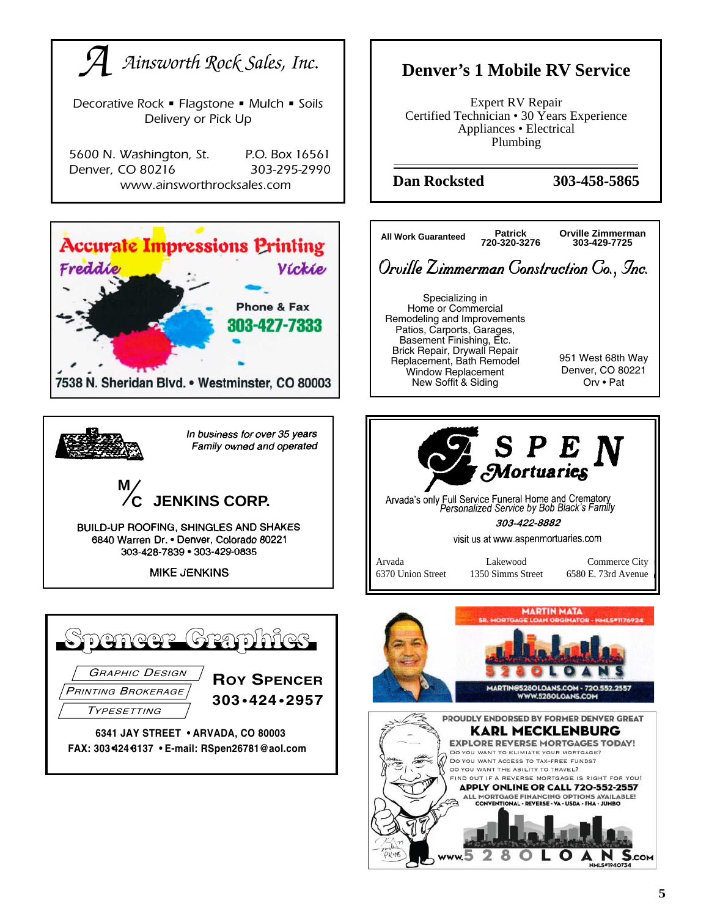## Ainsworth Rock Sales, Inc.

Decorative Rock ▪ Flagstone ▪ Mulch ▪ Soils
Delivery or Pick Up

5600 N. Washington, St.
Denver, CO 80216

P.O. Box 16561
303-295-2990

www.ainsworthrocksales.com

---

## Denver's 1 Mobile RV Service

Expert RV Repair
Certified Technician • 30 Years Experience
Appliances • Electrical
Plumbing

**Dan Rocksted** **303-458-5865**

---

## Accurate Impressions Printing

Freddie Vickie

Phone & Fax
**303-427-7333**

7538 N. Sheridan Blvd. • Westminster, CO 80003

---

**All Work Guaranteed**

**Patrick**
**720-320-3276**

**Orville Zimmerman**
**303-429-7725**

## Orville Zimmerman Construction Co., Inc.

Specializing in
Home or Commercial
Remodeling and Improvements
Patios, Carports, Garages,
Basement Finishing, Etc.
Brick Repair, Drywall Repair
Replacement, Bath Remodel
Window Replacement
New Soffit & Siding

951 West 68th Way
Denver, CO 80221
Orv • Pat

---

*In business for over 35 years*
*Family owned and operated*

## M/C JENKINS CORP.

BUILD-UP ROOFING, SHINGLES AND SHAKES
6840 Warren Dr. • Denver, Colorado 80221
303-428-7839 • 303-429-0835

MIKE JENKINS

---

## Aspen Mortuaries

Arvada's only Full Service Funeral Home and Crematory
*Personalized Service by Bob Black's Family*

*303-422-8882*

visit us at www.aspenmortuaries.com

Arvada
6370 Union Street

Lakewood
1350 Simms Street

Commerce City
6580 E. 73rd Avenue

---

## Spencer Graphics

*Graphic Design*
*Printing Brokerage*
*Typesetting*

**Roy Spencer**
**303•424•2957**

**6341 JAY STREET • ARVADA, CO 80003**
**FAX: 303•424•6137 • E-mail: RSpen26781@aol.com**

---

**MARTIN MATA**
SR. MORTGAGE LOAN ORIGINATOR - NMLS#1176924

5280 LOANS

MARTIN@5280LOANS.COM - 720.552.2557
WWW.5280LOANS.COM

---

PROUDLY ENDORSED BY FORMER DENVER GREAT
## KARL MECKLENBURG

**EXPLORE REVERSE MORTGAGES TODAY!**

DO YOU WANT TO ELIMINATE YOUR MORTGAGE?
DO YOU WANT ACCESS TO TAX-FREE FUNDS?
DO YOU WANT THE ABILITY TO TRAVEL?
FIND OUT IF A REVERSE MORTGAGE IS RIGHT FOR YOU!

**APPLY ONLINE OR CALL 720-552-2557**

ALL MORTGAGE FINANCING OPTIONS AVAILABLE!
CONVENTIONAL - REVERSE - VA - USDA - FHA - JUMBO

WWW.5280LOANS.COM
NMLS#1940734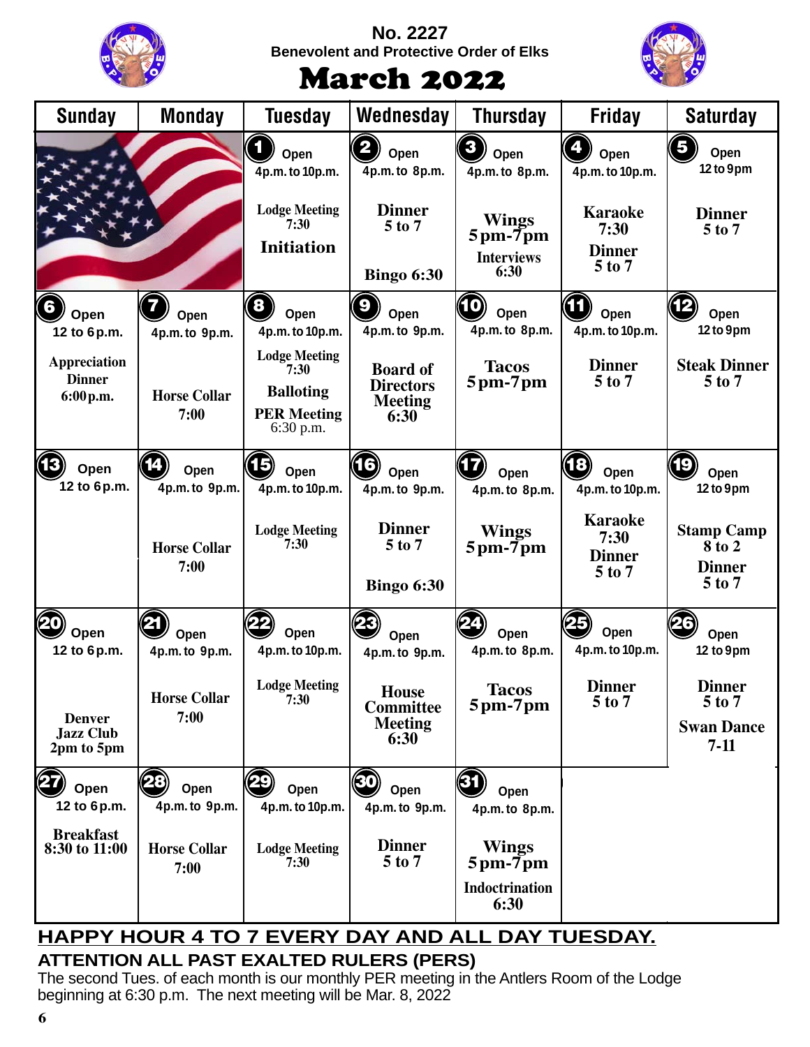No. 2227

Benevolent and Protective Order of Elks

# March 2022

| Sunday | Monday | Tuesday | Wednesday | Thursday | Friday | Saturday |
|---|---|---|---|---|---|---|
| | | **1** Open 4p.m. to 10p.m. Lodge Meeting 7:30 Initiation | **2** Open 4p.m. to 8p.m. Dinner 5 to 7 Bingo 6:30 | **3** Open 4p.m. to 8p.m. Wings 5pm-7pm Interviews 6:30 | **4** Open 4p.m. to 10p.m. Karaoke 7:30 Dinner 5 to 7 | **5** Open 12 to 9pm Dinner 5 to 7 |
| **6** Open 12 to 6p.m. Appreciation Dinner 6:00p.m. | **7** Open 4p.m. to 9p.m. Horse Collar 7:00 | **8** Open 4p.m. to 10p.m. Lodge Meeting 7:30 Balloting PER Meeting 6:30 p.m. | **9** Open 4p.m. to 9p.m. Board of Directors Meeting 6:30 | **10** Open 4p.m. to 8p.m. Tacos 5pm-7pm | **11** Open 4p.m. to 10p.m. Dinner 5 to 7 | **12** Open 12 to 9pm Steak Dinner 5 to 7 |
| **13** Open 12 to 6p.m. | **14** Open 4p.m. to 9p.m. Horse Collar 7:00 | **15** Open 4p.m. to 10p.m. Lodge Meeting 7:30 | **16** Open 4p.m. to 9p.m. Dinner 5 to 7 Bingo 6:30 | **17** Open 4p.m. to 8p.m. Wings 5pm-7pm | **18** Open 4p.m. to 10p.m. Karaoke 7:30 Dinner 5 to 7 | **19** Open 12 to 9pm Stamp Camp 8 to 2 Dinner 5 to 7 |
| **20** Open 12 to 6p.m. Denver Jazz Club 2pm to 5pm | **21** Open 4p.m. to 9p.m. Horse Collar 7:00 | **22** Open 4p.m. to 10p.m. Lodge Meeting 7:30 | **23** Open 4p.m. to 9p.m. House Committee Meeting 6:30 | **24** Open 4p.m. to 8p.m. Tacos 5pm-7pm | **25** Open 4p.m. to 10p.m. Dinner 5 to 7 | **26** Open 12 to 9pm Dinner 5 to 7 Swan Dance 7-11 |
| **27** Open 12 to 6p.m. Breakfast 8:30 to 11:00 | **28** Open 4p.m. to 9p.m. Horse Collar 7:00 | **29** Open 4p.m. to 10p.m. Lodge Meeting 7:30 | **30** Open 4p.m. to 9p.m. Dinner 5 to 7 | **31** Open 4p.m. to 8p.m. Wings 5pm-7pm Indoctrination 6:30 | | |

## HAPPY HOUR 4 TO 7 EVERY DAY AND ALL DAY TUESDAY.

### ATTENTION ALL PAST EXALTED RULERS (PERS)

The second Tues. of each month is our monthly PER meeting in the Antlers Room of the Lodge beginning at 6:30 p.m. The next meeting will be Mar. 8, 2022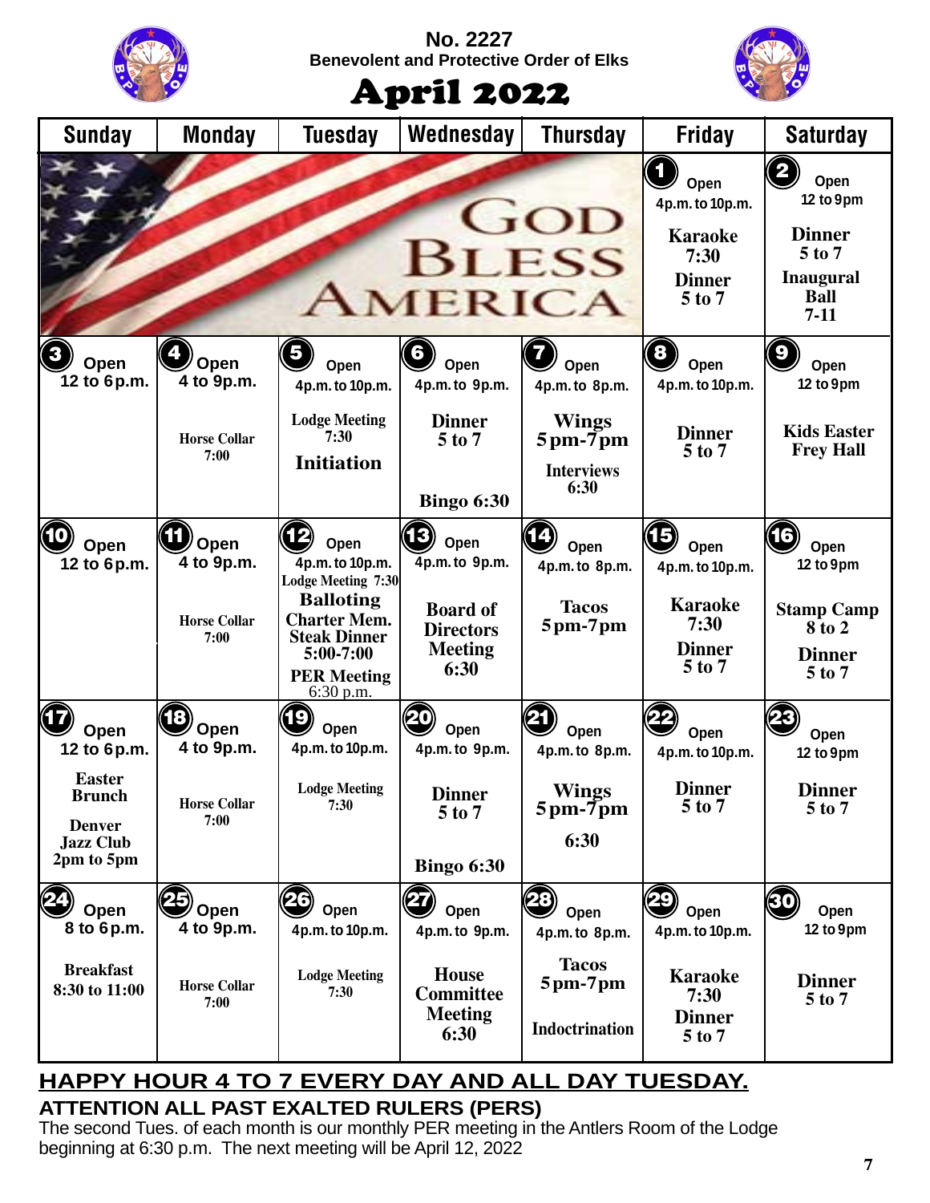No. 2227
Benevolent and Protective Order of Elks

# April 2022

| Sunday | Monday | Tuesday | Wednesday | Thursday | Friday | Saturday |
|---|---|---|---|---|---|---|
| | | God Bless America | | | 1 Open 4p.m. to 10p.m. Karaoke 7:30 Dinner 5 to 7 | 2 Open 12 to 9pm Dinner 5 to 7 Inaugural Ball 7-11 |
| 3 Open 12 to 6p.m. | 4 Open 4 to 9p.m. Horse Collar 7:00 | 5 Open 4p.m. to 10p.m. Lodge Meeting 7:30 Initiation | 6 Open 4p.m. to 9p.m. Dinner 5 to 7 Bingo 6:30 | 7 Open 4p.m. to 8p.m. Wings 5pm-7pm Interviews 6:30 | 8 Open 4p.m. to 10p.m. Dinner 5 to 7 | 9 Open 12 to 9pm Kids Easter Frey Hall |
| 10 Open 12 to 6p.m. | 11 Open 4 to 9p.m. Horse Collar 7:00 | 12 Open 4p.m. to 10p.m. Lodge Meeting 7:30 Balloting Charter Mem. Steak Dinner 5:00-7:00 PER Meeting 6:30 p.m. | 13 Open 4p.m. to 9p.m. Board of Directors Meeting 6:30 | 14 Open 4p.m. to 8p.m. Tacos 5pm-7pm | 15 Open 4p.m. to 10p.m. Karaoke 7:30 Dinner 5 to 7 | 16 Open 12 to 9pm Stamp Camp 8 to 2 Dinner 5 to 7 |
| 17 Open 12 to 6p.m. Easter Brunch Denver Jazz Club 2pm to 5pm | 18 Open 4 to 9p.m. Horse Collar 7:00 | 19 Open 4p.m. to 10p.m. Lodge Meeting 7:30 | 20 Open 4p.m. to 9p.m. Dinner 5 to 7 Bingo 6:30 | 21 Open 4p.m. to 8p.m. Wings 5pm-7pm 6:30 | 22 Open 4p.m. to 10p.m. Dinner 5 to 7 | 23 Open 12 to 9pm Dinner 5 to 7 |
| 24 Open 8 to 6p.m. Breakfast 8:30 to 11:00 | 25 Open 4 to 9p.m. Horse Collar 7:00 | 26 Open 4p.m. to 10p.m. Lodge Meeting 7:30 | 27 Open 4p.m. to 9p.m. House Committee Meeting 6:30 | 28 Open 4p.m. to 8p.m. Tacos 5pm-7pm Indoctrination | 29 Open 4p.m. to 10p.m. Karaoke 7:30 Dinner 5 to 7 | 30 Open 12 to 9pm Dinner 5 to 7 |

**HAPPY HOUR 4 TO 7 EVERY DAY AND ALL DAY TUESDAY.**

**ATTENTION ALL PAST EXALTED RULERS (PERS)**

The second Tues. of each month is our monthly PER meeting in the Antlers Room of the Lodge beginning at 6:30 p.m. The next meeting will be April 12, 2022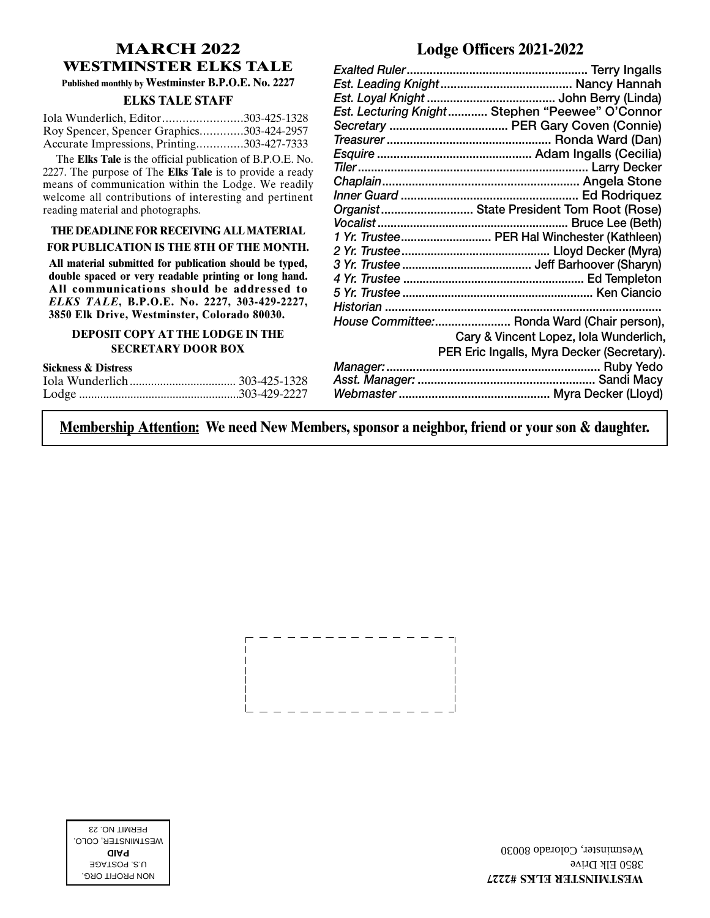# MARCH 2022

## WESTMINSTER ELKS TALE

**Published monthly by Westminster B.P.O.E. No. 2227**

### ELKS TALE STAFF

Iola Wunderlich, Editor........................303-425-1328
Roy Spencer, Spencer Graphics.............303-424-2957
Accurate Impressions, Printing..............303-427-7333

The **Elks Tale** is the official publication of B.P.O.E. No. 2227. The purpose of The **Elks Tale** is to provide a ready means of communication within the Lodge. We readily welcome all contributions of interesting and pertinent reading material and photographs.

**THE DEADLINE FOR RECEIVING ALL MATERIAL FOR PUBLICATION IS THE 8TH OF THE MONTH.**

**All material submitted for publication should be typed, double spaced or very readable printing or long hand. All communications should be addressed to *ELKS TALE*, B.P.O.E. No. 2227, 303-429-2227, 3850 Elk Drive, Westminster, Colorado 80030.**

**DEPOSIT COPY AT THE LODGE IN THE SECRETARY DOOR BOX**

**Sickness & Distress**
Iola Wunderlich.................................. 303-425-1328
Lodge ....................................................303-429-2227

## Lodge Officers 2021-2022

*Exalted Ruler*...................................................... Terry Ingalls
*Est. Leading Knight*........................................ Nancy Hannah
*Est. Loyal Knight* ....................................... John Berry (Linda)
*Est. Lecturing Knight*............ Stephen "Peewee" O'Connor
*Secretary* .................................... PER Gary Coven (Connie)
*Treasurer*.................................................. Ronda Ward (Dan)
*Esquire* ............................................... Adam Ingalls (Cecilia)
*Tiler*...................................................................... Larry Decker
*Chaplain*........................................................... Angela Stone
*Inner Guard* ...................................................... Ed Rodriquez
*Organist*............................ State President Tom Root (Rose)
*Vocalist*.......................................................... Bruce Lee (Beth)
*1 Yr. Trustee*............................ PER Hal Winchester (Kathleen)
*2 Yr. Trustee*............................................. Lloyd Decker (Myra)
*3 Yr. Trustee*........................................ Jeff Barhoover (Sharyn)
*4 Yr. Trustee* ........................................................ Ed Templeton
*5 Yr. Trustee* ........................................................... Ken Ciancio
*Historian* ....................................................................................
*House Committee:*....................... Ronda Ward (Chair person), Cary & Vincent Lopez, Iola Wunderlich, PER Eric Ingalls, Myra Decker (Secretary).
*Manager:*................................................................ Ruby Yedo
*Asst. Manager:* ...................................................... Sandi Macy
*Webmaster* .............................................. Myra Decker (Lloyd)

**<u>Membership Attention:</u> We need New Members, sponsor a neighbor, friend or your son & daughter.**

NON PROFIT ORG.
U.S. POSTAGE
**PAID**
WESTMINSTER, COLO.
PERMIT NO. 23

**WESTMINSTER ELKS #2227**
3850 Elk Drive
Westminster, Colorado 80030